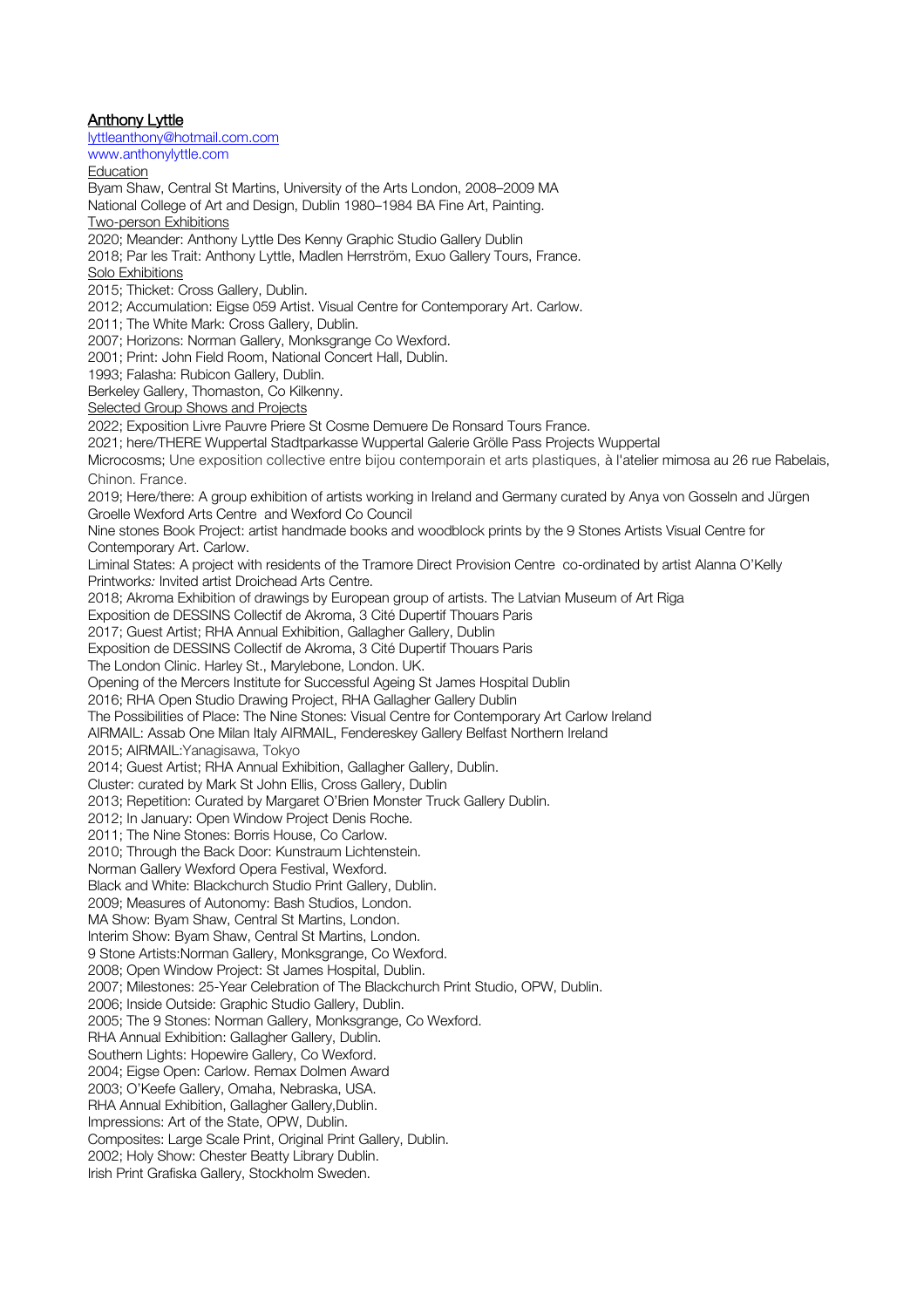# Anthony Lyttle

lyttleanthony@hotmail.com.com
www.anthonylyttle.com

## Education

Byam Shaw, Central St Martins, University of the Arts London, 2008–2009 MA
National College of Art and Design, Dublin 1980–1984 BA Fine Art, Painting.

## Two-person Exhibitions

2020; Meander: Anthony Lyttle Des Kenny Graphic Studio Gallery Dublin
2018; Par les Trait: Anthony Lyttle, Madlen Herrström, Exuo Gallery Tours, France.

## Solo Exhibitions

2015; Thicket: Cross Gallery, Dublin.
2012; Accumulation: Eigse 059 Artist. Visual Centre for Contemporary Art. Carlow.
2011; The White Mark: Cross Gallery, Dublin.
2007; Horizons: Norman Gallery, Monksgrange Co Wexford.
2001; Print: John Field Room, National Concert Hall, Dublin.
1993; Falasha: Rubicon Gallery, Dublin.
Berkeley Gallery, Thomaston, Co Kilkenny.

## Selected Group Shows and Projects

2022; Exposition Livre Pauvre Priere St Cosme Demuere De Ronsard Tours France.
2021; here/THERE Wuppertal Stadtparkasse Wuppertal Galerie Grölle Pass Projects Wuppertal
Microcosms; Une exposition collective entre bijou contemporain et arts plastiques, à l'atelier mimosa au 26 rue Rabelais, Chinon. France.
2019; Here/there: A group exhibition of artists working in Ireland and Germany curated by Anya von Gosseln and Jürgen Groelle Wexford Arts Centre and Wexford Co Council
Nine stones Book Project: artist handmade books and woodblock prints by the 9 Stones Artists Visual Centre for Contemporary Art. Carlow.
Liminal States: A project with residents of the Tramore Direct Provision Centre co-ordinated by artist Alanna O'Kelly
Printworks*:* Invited artist Droichead Arts Centre.
2018; Akroma Exhibition of drawings by European group of artists. The Latvian Museum of Art Riga
Exposition de DESSINS Collectif de Akroma, 3 Cité Dupertif Thouars Paris
2017; Guest Artist; RHA Annual Exhibition, Gallagher Gallery, Dublin
Exposition de DESSINS Collectif de Akroma, 3 Cité Dupertif Thouars Paris
The London Clinic. Harley St., Marylebone, London. UK.
Opening of the Mercers Institute for Successful Ageing St James Hospital Dublin
2016; RHA Open Studio Drawing Project, RHA Gallagher Gallery Dublin
The Possibilities of Place: The Nine Stones: Visual Centre for Contemporary Art Carlow Ireland
AIRMAIL: Assab One Milan Italy AIRMAIL, Fendereskey Gallery Belfast Northern Ireland
2015; AIRMAIL:Yanagisawa, Tokyo
2014; Guest Artist; RHA Annual Exhibition, Gallagher Gallery, Dublin.
Cluster: curated by Mark St John Ellis, Cross Gallery, Dublin
2013; Repetition: Curated by Margaret O'Brien Monster Truck Gallery Dublin.
2012; In January: Open Window Project Denis Roche.
2011; The Nine Stones: Borris House, Co Carlow.
2010; Through the Back Door: Kunstraum Lichtenstein.
Norman Gallery Wexford Opera Festival, Wexford.
Black and White: Blackchurch Studio Print Gallery, Dublin.
2009; Measures of Autonomy: Bash Studios, London.
MA Show: Byam Shaw, Central St Martins, London.
Interim Show: Byam Shaw, Central St Martins, London.
9 Stone Artists:Norman Gallery, Monksgrange, Co Wexford.
2008; Open Window Project: St James Hospital, Dublin.
2007; Milestones: 25-Year Celebration of The Blackchurch Print Studio, OPW, Dublin.
2006; Inside Outside: Graphic Studio Gallery, Dublin.
2005; The 9 Stones: Norman Gallery, Monksgrange, Co Wexford.
RHA Annual Exhibition: Gallagher Gallery, Dublin.
Southern Lights: Hopewire Gallery, Co Wexford.
2004; Eigse Open: Carlow. Remax Dolmen Award
2003; O'Keefe Gallery, Omaha, Nebraska, USA.
RHA Annual Exhibition, Gallagher Gallery,Dublin.
Impressions: Art of the State, OPW, Dublin.
Composites: Large Scale Print, Original Print Gallery, Dublin.
2002; Holy Show: Chester Beatty Library Dublin.
Irish Print Grafiska Gallery, Stockholm Sweden.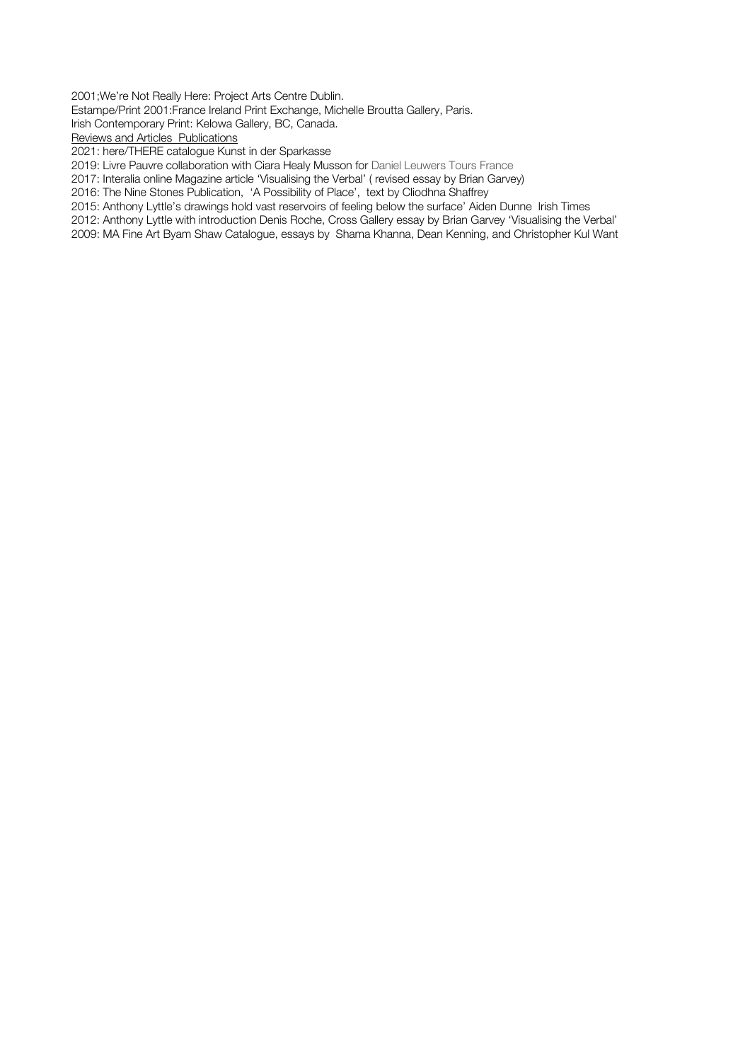2001;We're Not Really Here: Project Arts Centre Dublin.

Estampe/Print 2001:France Ireland Print Exchange, Michelle Broutta Gallery, Paris.

Irish Contemporary Print: Kelowa Gallery, BC, Canada.

Reviews and Articles  Publications

2021: here/THERE catalogue Kunst in der Sparkasse

2019: Livre Pauvre collaboration with Ciara Healy Musson for Daniel Leuwers Tours France

2017: Interalia online Magazine article 'Visualising the Verbal' ( revised essay by Brian Garvey)

2016: The Nine Stones Publication,  'A Possibility of Place',  text by Cliodhna Shaffrey

2015: Anthony Lyttle's drawings hold vast reservoirs of feeling below the surface' Aiden Dunne  Irish Times

2012: Anthony Lyttle with introduction Denis Roche, Cross Gallery essay by Brian Garvey 'Visualising the Verbal'

2009: MA Fine Art Byam Shaw Catalogue, essays by  Shama Khanna, Dean Kenning, and Christopher Kul Want